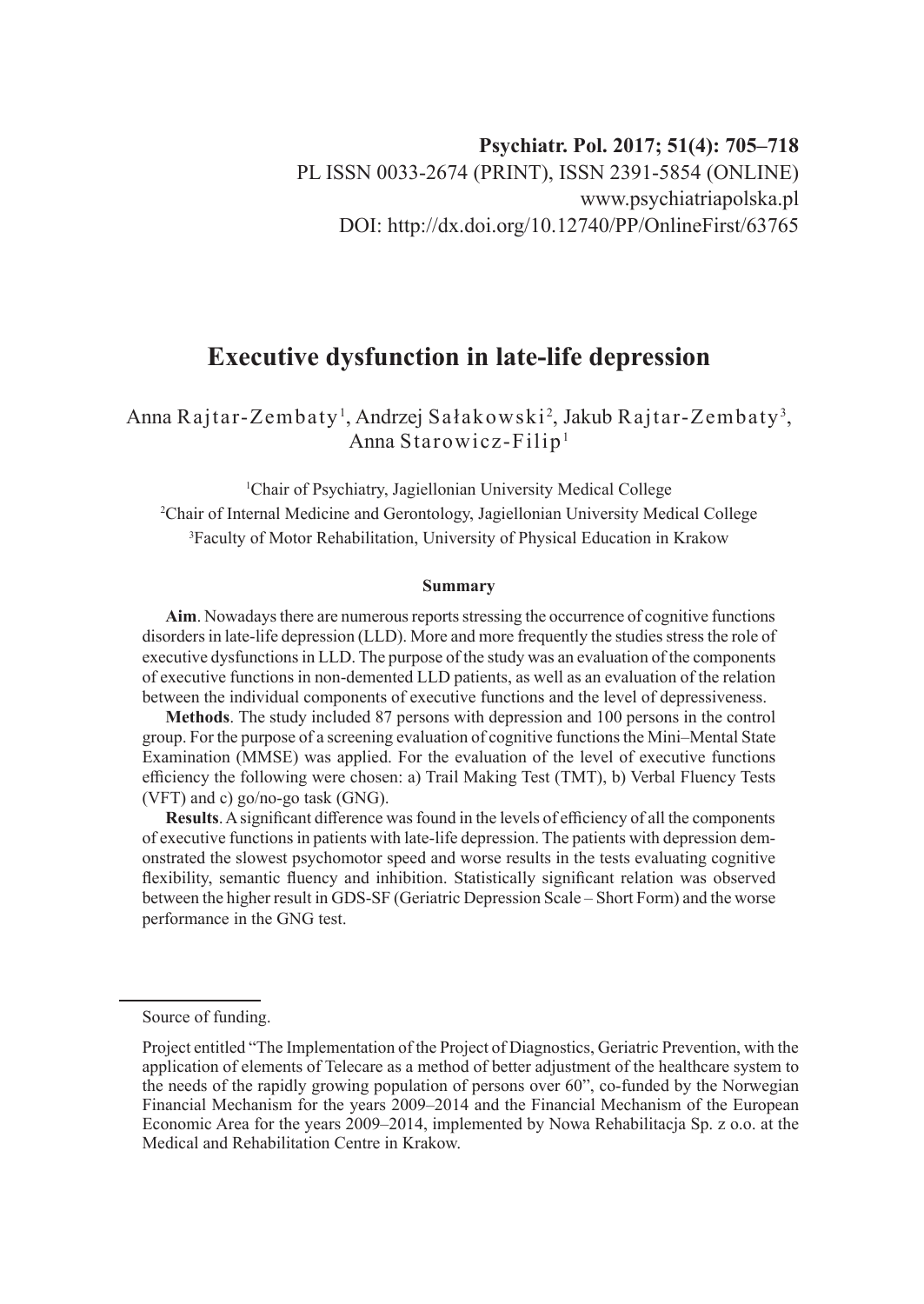Psychiatr. Pol. 2017; 51(4): 705–718

PL ISSN 0033-2674 (PRINT), ISSN 2391-5854 (ONLINE)

www.psychiatriapolska.pl

DOI: http://dx.doi.org/10.12740/PP/OnlineFirst/63765

# Executive dysfunction in late-life depression

Anna Rajtar-Zembaty[1], Andrzej Sałakowski[2], Jakub Rajtar-Zembaty[3], Anna Starowicz-Filip[1]

[1]Chair of Psychiatry, Jagiellonian University Medical College

[2]Chair of Internal Medicine and Gerontology, Jagiellonian University Medical College

[3]Faculty of Motor Rehabilitation, University of Physical Education in Krakow

### Summary

**Aim**. Nowadays there are numerous reports stressing the occurrence of cognitive functions disorders in late-life depression (LLD). More and more frequently the studies stress the role of executive dysfunctions in LLD. The purpose of the study was an evaluation of the components of executive functions in non-demented LLD patients, as well as an evaluation of the relation between the individual components of executive functions and the level of depressiveness.

**Methods**. The study included 87 persons with depression and 100 persons in the control group. For the purpose of a screening evaluation of cognitive functions the Mini–Mental State Examination (MMSE) was applied. For the evaluation of the level of executive functions efficiency the following were chosen: a) Trail Making Test (TMT), b) Verbal Fluency Tests (VFT) and c) go/no-go task (GNG).

**Results**. A significant difference was found in the levels of efficiency of all the components of executive functions in patients with late-life depression. The patients with depression demonstrated the slowest psychomotor speed and worse results in the tests evaluating cognitive flexibility, semantic fluency and inhibition. Statistically significant relation was observed between the higher result in GDS-SF (Geriatric Depression Scale – Short Form) and the worse performance in the GNG test.

---

Source of funding.

Project entitled "The Implementation of the Project of Diagnostics, Geriatric Prevention, with the application of elements of Telecare as a method of better adjustment of the healthcare system to the needs of the rapidly growing population of persons over 60", co-funded by the Norwegian Financial Mechanism for the years 2009–2014 and the Financial Mechanism of the European Economic Area for the years 2009–2014, implemented by Nowa Rehabilitacja Sp. z o.o. at the Medical and Rehabilitation Centre in Krakow.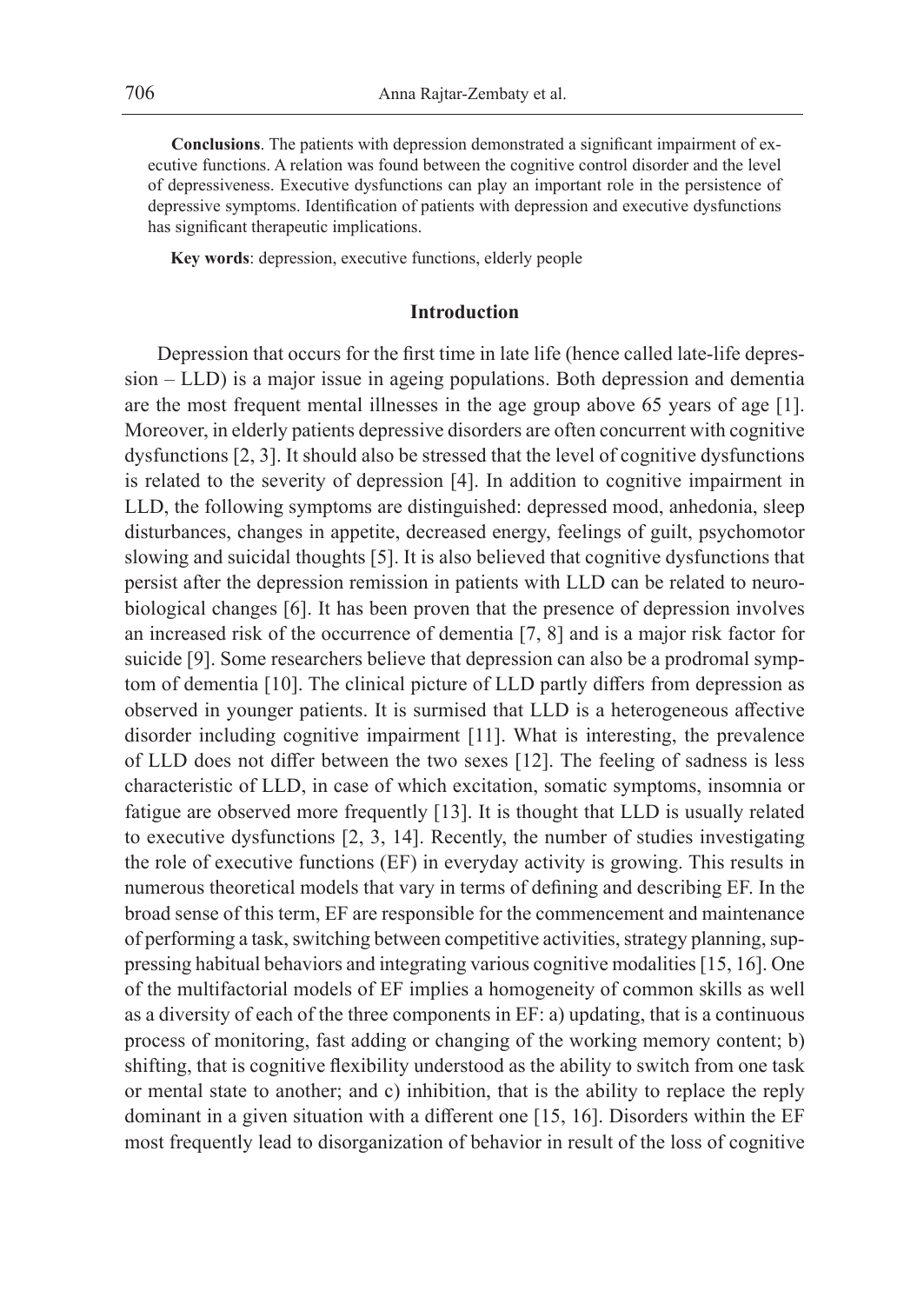**Conclusions**. The patients with depression demonstrated a significant impairment of executive functions. A relation was found between the cognitive control disorder and the level of depressiveness. Executive dysfunctions can play an important role in the persistence of depressive symptoms. Identification of patients with depression and executive dysfunctions has significant therapeutic implications.

**Key words**: depression, executive functions, elderly people

## Introduction

Depression that occurs for the first time in late life (hence called late-life depression – LLD) is a major issue in ageing populations. Both depression and dementia are the most frequent mental illnesses in the age group above 65 years of age [1]. Moreover, in elderly patients depressive disorders are often concurrent with cognitive dysfunctions [2, 3]. It should also be stressed that the level of cognitive dysfunctions is related to the severity of depression [4]. In addition to cognitive impairment in LLD, the following symptoms are distinguished: depressed mood, anhedonia, sleep disturbances, changes in appetite, decreased energy, feelings of guilt, psychomotor slowing and suicidal thoughts [5]. It is also believed that cognitive dysfunctions that persist after the depression remission in patients with LLD can be related to neurobiological changes [6]. It has been proven that the presence of depression involves an increased risk of the occurrence of dementia [7, 8] and is a major risk factor for suicide [9]. Some researchers believe that depression can also be a prodromal symptom of dementia [10]. The clinical picture of LLD partly differs from depression as observed in younger patients. It is surmised that LLD is a heterogeneous affective disorder including cognitive impairment [11]. What is interesting, the prevalence of LLD does not differ between the two sexes [12]. The feeling of sadness is less characteristic of LLD, in case of which excitation, somatic symptoms, insomnia or fatigue are observed more frequently [13]. It is thought that LLD is usually related to executive dysfunctions [2, 3, 14]. Recently, the number of studies investigating the role of executive functions (EF) in everyday activity is growing. This results in numerous theoretical models that vary in terms of defining and describing EF. In the broad sense of this term, EF are responsible for the commencement and maintenance of performing a task, switching between competitive activities, strategy planning, suppressing habitual behaviors and integrating various cognitive modalities [15, 16]. One of the multifactorial models of EF implies a homogeneity of common skills as well as a diversity of each of the three components in EF: a) updating, that is a continuous process of monitoring, fast adding or changing of the working memory content; b) shifting, that is cognitive flexibility understood as the ability to switch from one task or mental state to another; and c) inhibition, that is the ability to replace the reply dominant in a given situation with a different one [15, 16]. Disorders within the EF most frequently lead to disorganization of behavior in result of the loss of cognitive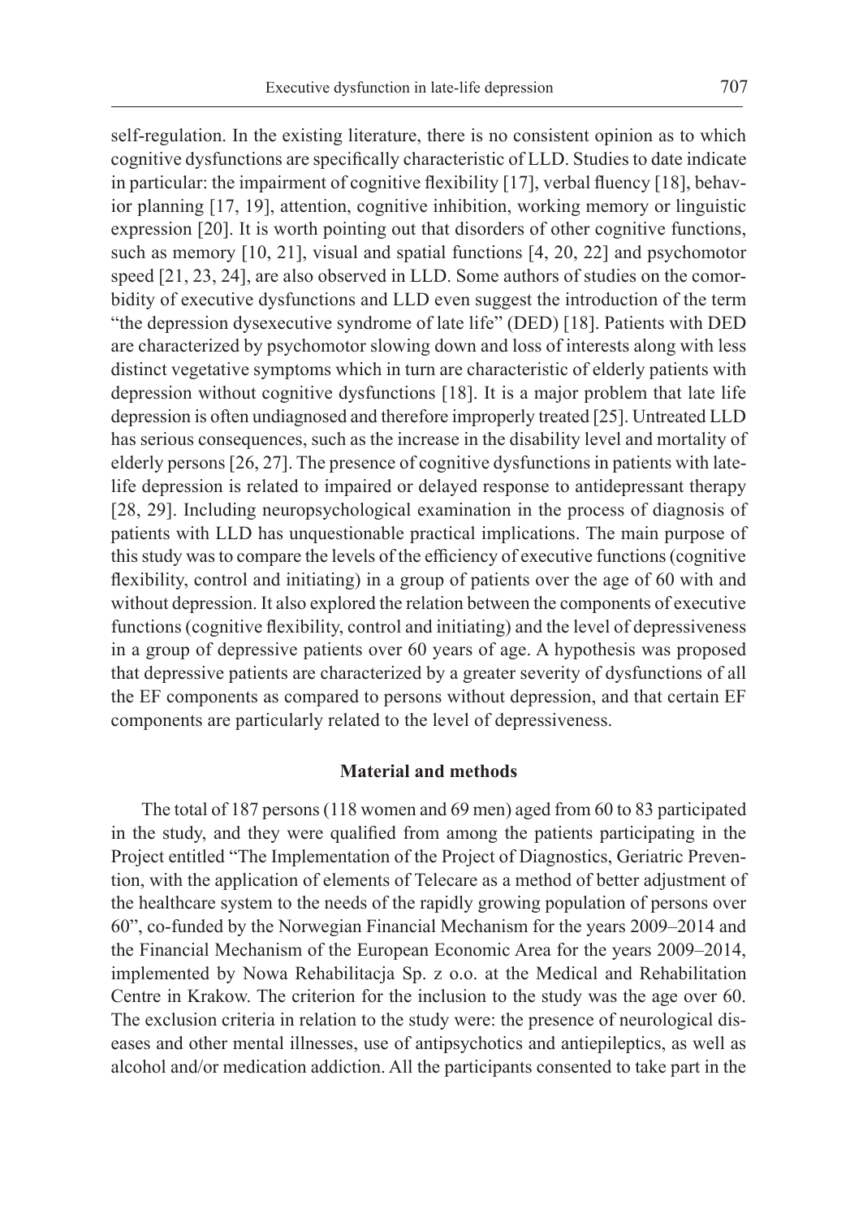self-regulation. In the existing literature, there is no consistent opinion as to which cognitive dysfunctions are specifically characteristic of LLD. Studies to date indicate in particular: the impairment of cognitive flexibility [17], verbal fluency [18], behavior planning [17, 19], attention, cognitive inhibition, working memory or linguistic expression [20]. It is worth pointing out that disorders of other cognitive functions, such as memory [10, 21], visual and spatial functions [4, 20, 22] and psychomotor speed [21, 23, 24], are also observed in LLD. Some authors of studies on the comorbidity of executive dysfunctions and LLD even suggest the introduction of the term "the depression dysexecutive syndrome of late life" (DED) [18]. Patients with DED are characterized by psychomotor slowing down and loss of interests along with less distinct vegetative symptoms which in turn are characteristic of elderly patients with depression without cognitive dysfunctions [18]. It is a major problem that late life depression is often undiagnosed and therefore improperly treated [25]. Untreated LLD has serious consequences, such as the increase in the disability level and mortality of elderly persons [26, 27]. The presence of cognitive dysfunctions in patients with late-life depression is related to impaired or delayed response to antidepressant therapy [28, 29]. Including neuropsychological examination in the process of diagnosis of patients with LLD has unquestionable practical implications. The main purpose of this study was to compare the levels of the efficiency of executive functions (cognitive flexibility, control and initiating) in a group of patients over the age of 60 with and without depression. It also explored the relation between the components of executive functions (cognitive flexibility, control and initiating) and the level of depressiveness in a group of depressive patients over 60 years of age. A hypothesis was proposed that depressive patients are characterized by a greater severity of dysfunctions of all the EF components as compared to persons without depression, and that certain EF components are particularly related to the level of depressiveness.

## Material and methods

The total of 187 persons (118 women and 69 men) aged from 60 to 83 participated in the study, and they were qualified from among the patients participating in the Project entitled "The Implementation of the Project of Diagnostics, Geriatric Prevention, with the application of elements of Telecare as a method of better adjustment of the healthcare system to the needs of the rapidly growing population of persons over 60", co-funded by the Norwegian Financial Mechanism for the years 2009–2014 and the Financial Mechanism of the European Economic Area for the years 2009–2014, implemented by Nowa Rehabilitacja Sp. z o.o. at the Medical and Rehabilitation Centre in Krakow. The criterion for the inclusion to the study was the age over 60. The exclusion criteria in relation to the study were: the presence of neurological diseases and other mental illnesses, use of antipsychotics and antiepileptics, as well as alcohol and/or medication addiction. All the participants consented to take part in the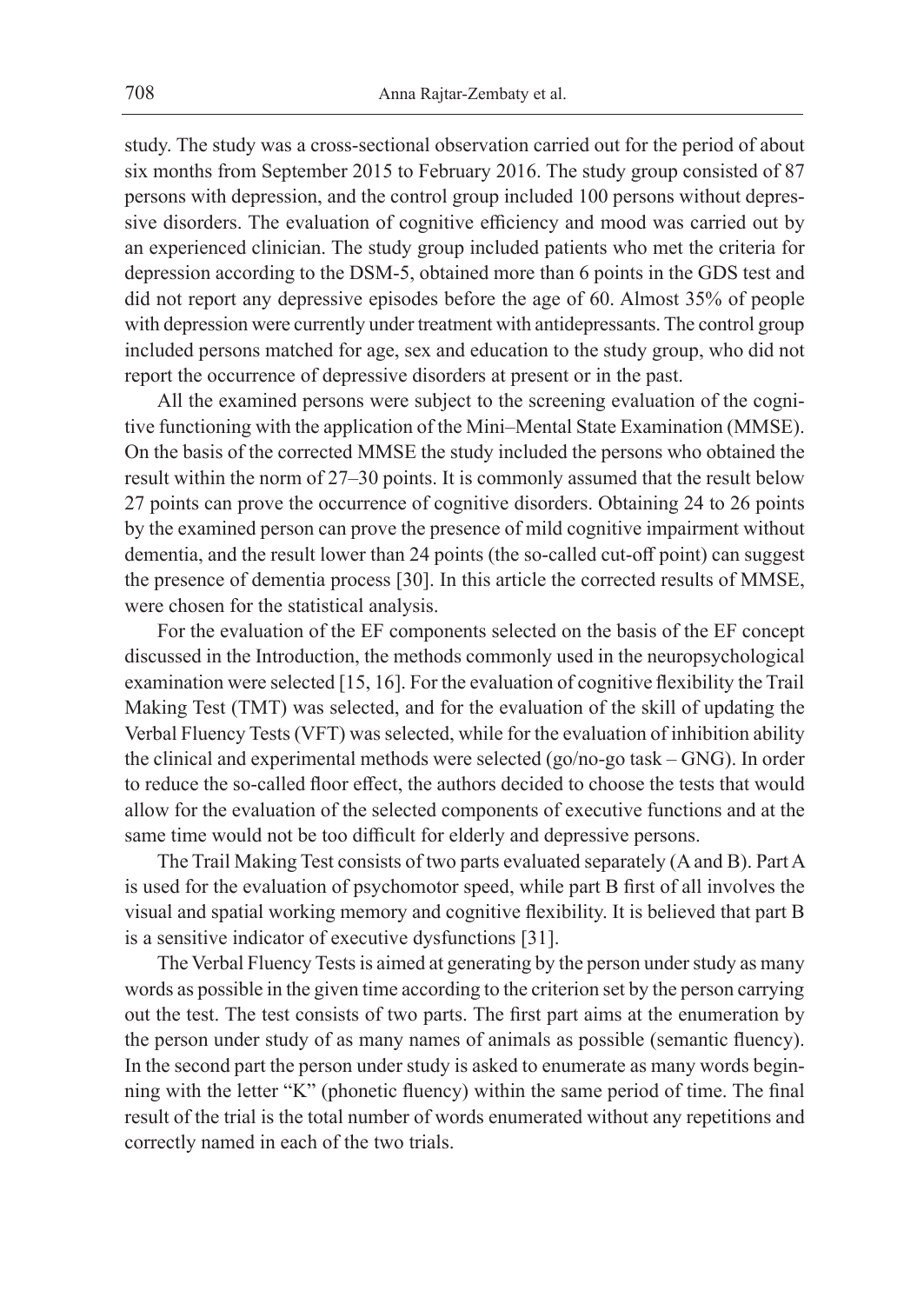study. The study was a cross-sectional observation carried out for the period of about six months from September 2015 to February 2016. The study group consisted of 87 persons with depression, and the control group included 100 persons without depressive disorders. The evaluation of cognitive efficiency and mood was carried out by an experienced clinician. The study group included patients who met the criteria for depression according to the DSM-5, obtained more than 6 points in the GDS test and did not report any depressive episodes before the age of 60. Almost 35% of people with depression were currently under treatment with antidepressants. The control group included persons matched for age, sex and education to the study group, who did not report the occurrence of depressive disorders at present or in the past.

All the examined persons were subject to the screening evaluation of the cognitive functioning with the application of the Mini–Mental State Examination (MMSE). On the basis of the corrected MMSE the study included the persons who obtained the result within the norm of 27–30 points. It is commonly assumed that the result below 27 points can prove the occurrence of cognitive disorders. Obtaining 24 to 26 points by the examined person can prove the presence of mild cognitive impairment without dementia, and the result lower than 24 points (the so-called cut-off point) can suggest the presence of dementia process [30]. In this article the corrected results of MMSE, were chosen for the statistical analysis.

For the evaluation of the EF components selected on the basis of the EF concept discussed in the Introduction, the methods commonly used in the neuropsychological examination were selected [15, 16]. For the evaluation of cognitive flexibility the Trail Making Test (TMT) was selected, and for the evaluation of the skill of updating the Verbal Fluency Tests (VFT) was selected, while for the evaluation of inhibition ability the clinical and experimental methods were selected (go/no-go task – GNG). In order to reduce the so-called floor effect, the authors decided to choose the tests that would allow for the evaluation of the selected components of executive functions and at the same time would not be too difficult for elderly and depressive persons.

The Trail Making Test consists of two parts evaluated separately (A and B). Part A is used for the evaluation of psychomotor speed, while part B first of all involves the visual and spatial working memory and cognitive flexibility. It is believed that part B is a sensitive indicator of executive dysfunctions [31].

The Verbal Fluency Tests is aimed at generating by the person under study as many words as possible in the given time according to the criterion set by the person carrying out the test. The test consists of two parts. The first part aims at the enumeration by the person under study of as many names of animals as possible (semantic fluency). In the second part the person under study is asked to enumerate as many words beginning with the letter "K" (phonetic fluency) within the same period of time. The final result of the trial is the total number of words enumerated without any repetitions and correctly named in each of the two trials.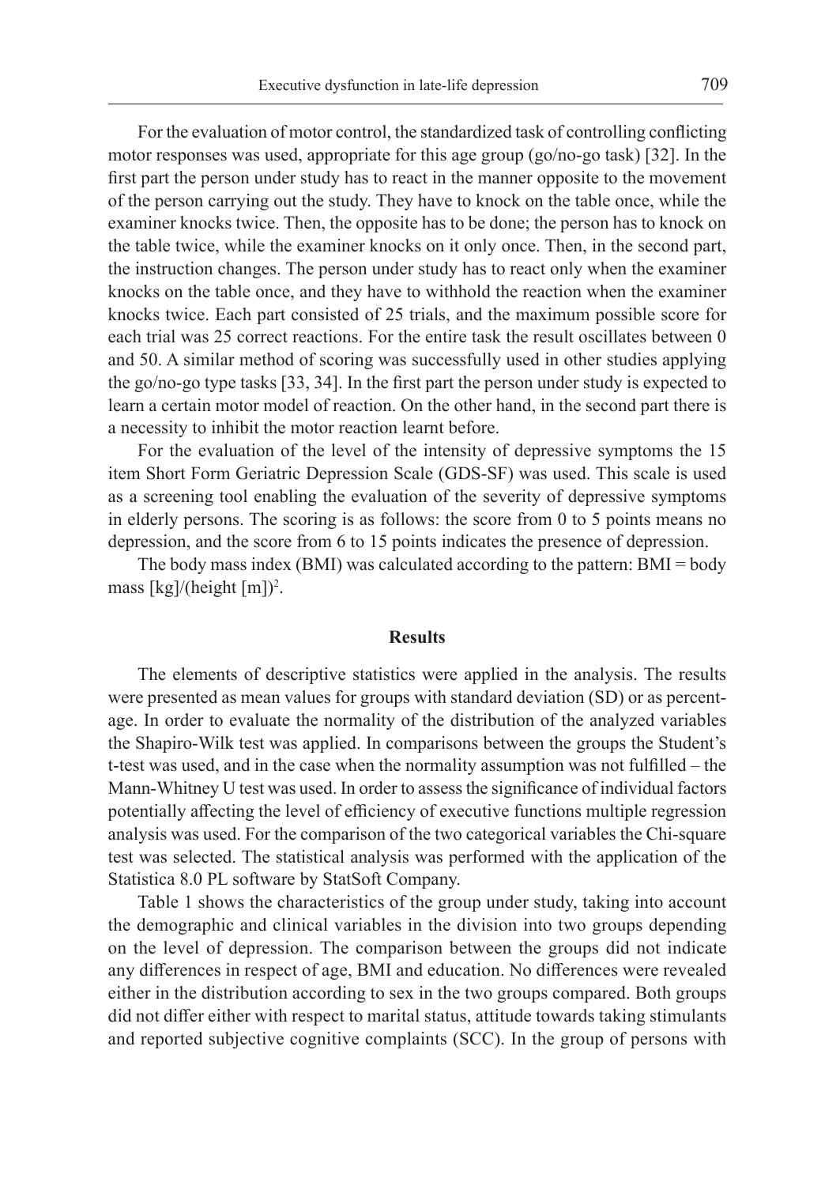For the evaluation of motor control, the standardized task of controlling conflicting motor responses was used, appropriate for this age group (go/no-go task) [32]. In the first part the person under study has to react in the manner opposite to the movement of the person carrying out the study. They have to knock on the table once, while the examiner knocks twice. Then, the opposite has to be done; the person has to knock on the table twice, while the examiner knocks on it only once. Then, in the second part, the instruction changes. The person under study has to react only when the examiner knocks on the table once, and they have to withhold the reaction when the examiner knocks twice. Each part consisted of 25 trials, and the maximum possible score for each trial was 25 correct reactions. For the entire task the result oscillates between 0 and 50. A similar method of scoring was successfully used in other studies applying the go/no-go type tasks [33, 34]. In the first part the person under study is expected to learn a certain motor model of reaction. On the other hand, in the second part there is a necessity to inhibit the motor reaction learnt before.

For the evaluation of the level of the intensity of depressive symptoms the 15 item Short Form Geriatric Depression Scale (GDS-SF) was used. This scale is used as a screening tool enabling the evaluation of the severity of depressive symptoms in elderly persons. The scoring is as follows: the score from 0 to 5 points means no depression, and the score from 6 to 15 points indicates the presence of depression.

The body mass index (BMI) was calculated according to the pattern: BMI = body mass [kg]/(height [m])$^2$.

## Results

The elements of descriptive statistics were applied in the analysis. The results were presented as mean values for groups with standard deviation (SD) or as percentage. In order to evaluate the normality of the distribution of the analyzed variables the Shapiro-Wilk test was applied. In comparisons between the groups the Student's t-test was used, and in the case when the normality assumption was not fulfilled – the Mann-Whitney U test was used. In order to assess the significance of individual factors potentially affecting the level of efficiency of executive functions multiple regression analysis was used. For the comparison of the two categorical variables the Chi-square test was selected. The statistical analysis was performed with the application of the Statistica 8.0 PL software by StatSoft Company.

Table 1 shows the characteristics of the group under study, taking into account the demographic and clinical variables in the division into two groups depending on the level of depression. The comparison between the groups did not indicate any differences in respect of age, BMI and education. No differences were revealed either in the distribution according to sex in the two groups compared. Both groups did not differ either with respect to marital status, attitude towards taking stimulants and reported subjective cognitive complaints (SCC). In the group of persons with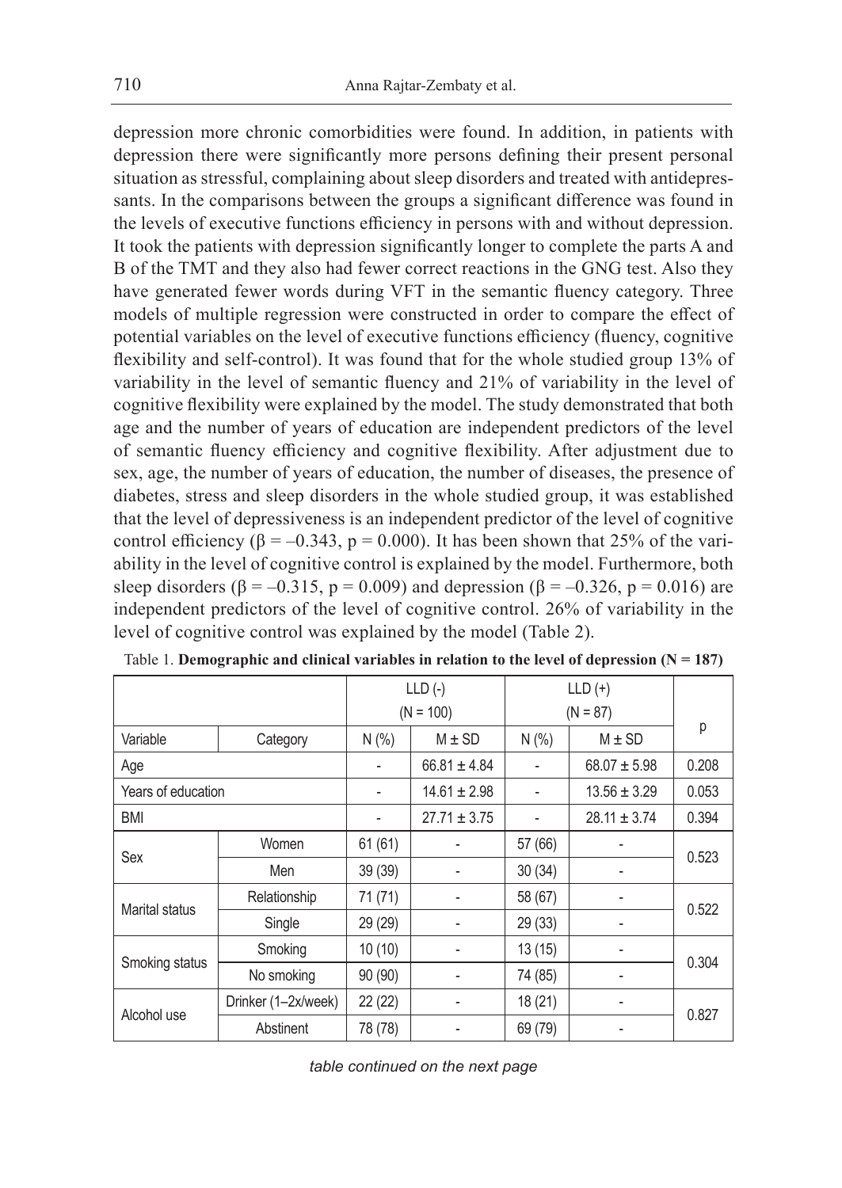depression more chronic comorbidities were found. In addition, in patients with depression there were significantly more persons defining their present personal situation as stressful, complaining about sleep disorders and treated with antidepressants. In the comparisons between the groups a significant difference was found in the levels of executive functions efficiency in persons with and without depression. It took the patients with depression significantly longer to complete the parts A and B of the TMT and they also had fewer correct reactions in the GNG test. Also they have generated fewer words during VFT in the semantic fluency category. Three models of multiple regression were constructed in order to compare the effect of potential variables on the level of executive functions efficiency (fluency, cognitive flexibility and self-control). It was found that for the whole studied group 13% of variability in the level of semantic fluency and 21% of variability in the level of cognitive flexibility were explained by the model. The study demonstrated that both age and the number of years of education are independent predictors of the level of semantic fluency efficiency and cognitive flexibility. After adjustment due to sex, age, the number of years of education, the number of diseases, the presence of diabetes, stress and sleep disorders in the whole studied group, it was established that the level of depressiveness is an independent predictor of the level of cognitive control efficiency ($\beta = -0.343$, $p = 0.000$). It has been shown that 25% of the variability in the level of cognitive control is explained by the model. Furthermore, both sleep disorders ($\beta = -0.315$, $p = 0.009$) and depression ($\beta = -0.326$, $p = 0.016$) are independent predictors of the level of cognitive control. 26% of variability in the level of cognitive control was explained by the model (Table 2).

Table 1. **Demographic and clinical variables in relation to the level of depression (N = 187)**

| | | LLD (-) (N = 100) | | LLD (+) (N = 87) | | p |
|---|---|---|---|---|---|---|
| Variable | Category | N (%) | M ± SD | N (%) | M ± SD | |
| Age | | - | 66.81 ± 4.84 | - | 68.07 ± 5.98 | 0.208 |
| Years of education | | - | 14.61 ± 2.98 | - | 13.56 ± 3.29 | 0.053 |
| BMI | | - | 27.71 ± 3.75 | - | 28.11 ± 3.74 | 0.394 |
| Sex | Women | 61 (61) | - | 57 (66) | - | 0.523 |
| | Men | 39 (39) | - | 30 (34) | - | |
| Marital status | Relationship | 71 (71) | - | 58 (67) | - | 0.522 |
| | Single | 29 (29) | - | 29 (33) | - | |
| Smoking status | Smoking | 10 (10) | - | 13 (15) | - | 0.304 |
| | No smoking | 90 (90) | - | 74 (85) | - | |
| Alcohol use | Drinker (1–2x/week) | 22 (22) | - | 18 (21) | - | 0.827 |
| | Abstinent | 78 (78) | - | 69 (79) | - | |

*table continued on the next page*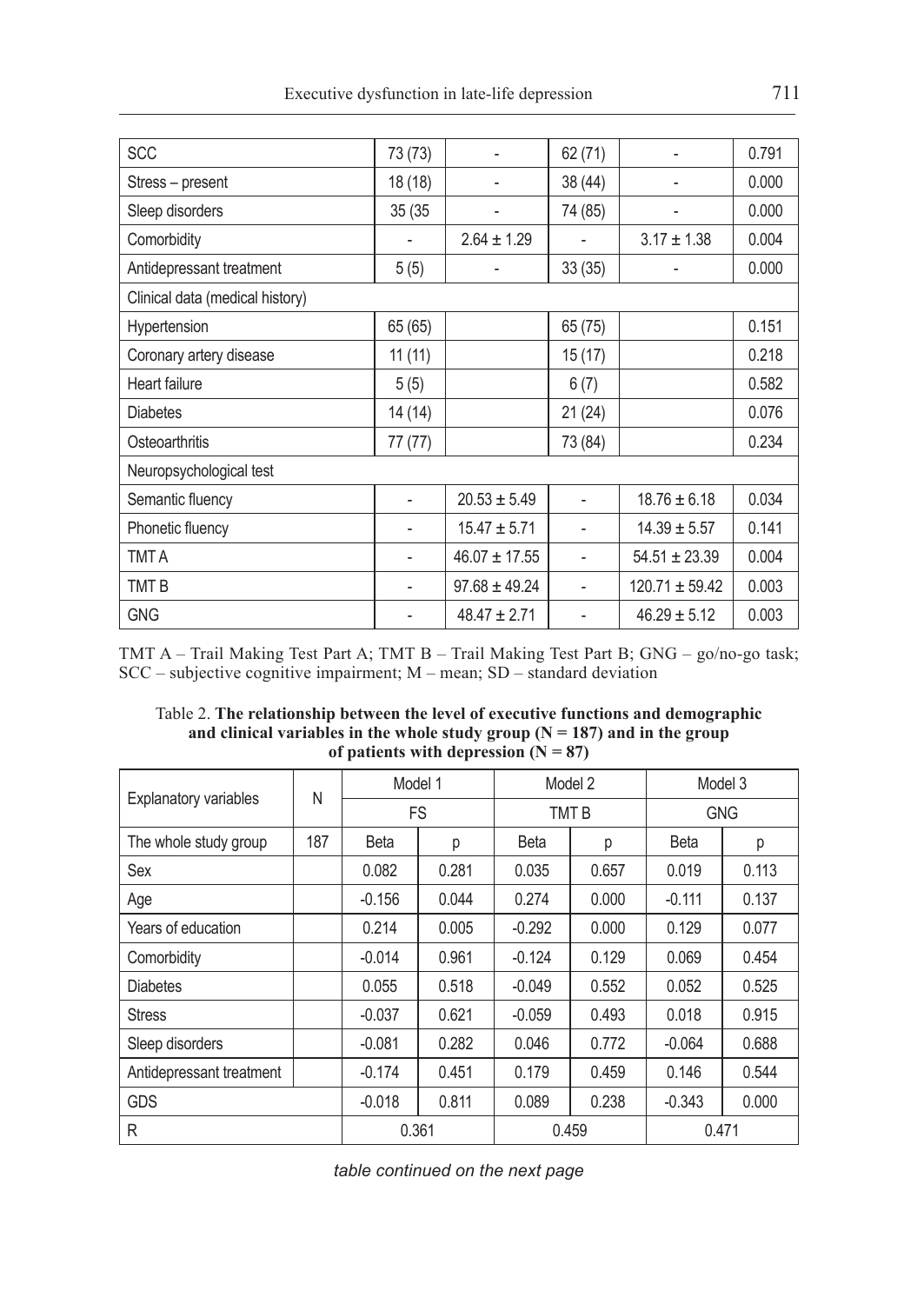| SCC | 73 (73) | - | 62 (71) | - | 0.791 |
|---|---|---|---|---|---|
| Stress – present | 18 (18) | - | 38 (44) | - | 0.000 |
| Sleep disorders | 35 (35 | - | 74 (85) | - | 0.000 |
| Comorbidity | - | 2.64 ± 1.29 | - | 3.17 ± 1.38 | 0.004 |
| Antidepressant treatment | 5 (5) | - | 33 (35) | - | 0.000 |
| Clinical data (medical history) | | | | | |
| Hypertension | 65 (65) | | 65 (75) | | 0.151 |
| Coronary artery disease | 11 (11) | | 15 (17) | | 0.218 |
| Heart failure | 5 (5) | | 6 (7) | | 0.582 |
| Diabetes | 14 (14) | | 21 (24) | | 0.076 |
| Osteoarthritis | 77 (77) | | 73 (84) | | 0.234 |
| Neuropsychological test | | | | | |
| Semantic fluency | - | 20.53 ± 5.49 | - | 18.76 ± 6.18 | 0.034 |
| Phonetic fluency | - | 15.47 ± 5.71 | - | 14.39 ± 5.57 | 0.141 |
| TMT A | - | 46.07 ± 17.55 | - | 54.51 ± 23.39 | 0.004 |
| TMT B | - | 97.68 ± 49.24 | - | 120.71 ± 59.42 | 0.003 |
| GNG | - | 48.47 ± 2.71 | - | 46.29 ± 5.12 | 0.003 |

TMT A – Trail Making Test Part A; TMT B – Trail Making Test Part B; GNG – go/no-go task; SCC – subjective cognitive impairment; M – mean; SD – standard deviation

Table 2. **The relationship between the level of executive functions and demographic and clinical variables in the whole study group (N = 187) and in the group of patients with depression (N = 87)**

| Explanatory variables | N | Model 1 | | Model 2 | | Model 3 | |
|---|---|---|---|---|---|---|---|
| | | FS | | TMT B | | GNG | |
| The whole study group | 187 | Beta | p | Beta | p | Beta | p |
| Sex | | 0.082 | 0.281 | 0.035 | 0.657 | 0.019 | 0.113 |
| Age | | -0.156 | 0.044 | 0.274 | 0.000 | -0.111 | 0.137 |
| Years of education | | 0.214 | 0.005 | -0.292 | 0.000 | 0.129 | 0.077 |
| Comorbidity | | -0.014 | 0.961 | -0.124 | 0.129 | 0.069 | 0.454 |
| Diabetes | | 0.055 | 0.518 | -0.049 | 0.552 | 0.052 | 0.525 |
| Stress | | -0.037 | 0.621 | -0.059 | 0.493 | 0.018 | 0.915 |
| Sleep disorders | | -0.081 | 0.282 | 0.046 | 0.772 | -0.064 | 0.688 |
| Antidepressant treatment | | -0.174 | 0.451 | 0.179 | 0.459 | 0.146 | 0.544 |
| GDS | | -0.018 | 0.811 | 0.089 | 0.238 | -0.343 | 0.000 |
| R | | 0.361 | | 0.459 | | 0.471 | |

*table continued on the next page*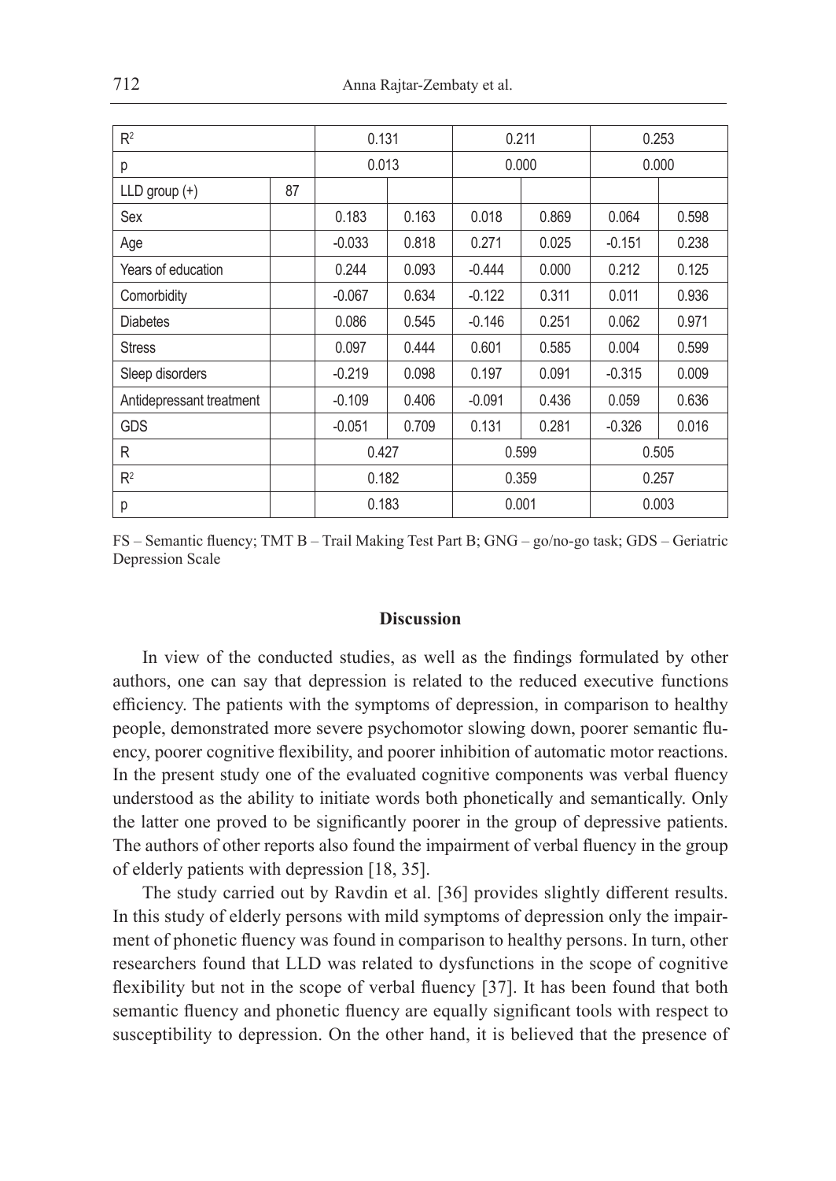| $R^2$ | | 0.131 | | 0.211 | | 0.253 | |
|---|---|---|---|---|---|---|---|
| p | | 0.013 | | 0.000 | | 0.000 | |
| LLD group (+) | 87 | | | | | | |
| Sex | | 0.183 | 0.163 | 0.018 | 0.869 | 0.064 | 0.598 |
| Age | | -0.033 | 0.818 | 0.271 | 0.025 | -0.151 | 0.238 |
| Years of education | | 0.244 | 0.093 | -0.444 | 0.000 | 0.212 | 0.125 |
| Comorbidity | | -0.067 | 0.634 | -0.122 | 0.311 | 0.011 | 0.936 |
| Diabetes | | 0.086 | 0.545 | -0.146 | 0.251 | 0.062 | 0.971 |
| Stress | | 0.097 | 0.444 | 0.601 | 0.585 | 0.004 | 0.599 |
| Sleep disorders | | -0.219 | 0.098 | 0.197 | 0.091 | -0.315 | 0.009 |
| Antidepressant treatment | | -0.109 | 0.406 | -0.091 | 0.436 | 0.059 | 0.636 |
| GDS | | -0.051 | 0.709 | 0.131 | 0.281 | -0.326 | 0.016 |
| R | | 0.427 | | 0.599 | | 0.505 | |
| $R^2$ | | 0.182 | | 0.359 | | 0.257 | |
| p | | 0.183 | | 0.001 | | 0.003 | |

FS – Semantic fluency; TMT B – Trail Making Test Part B; GNG – go/no-go task; GDS – Geriatric Depression Scale

## Discussion

In view of the conducted studies, as well as the findings formulated by other authors, one can say that depression is related to the reduced executive functions efficiency. The patients with the symptoms of depression, in comparison to healthy people, demonstrated more severe psychomotor slowing down, poorer semantic fluency, poorer cognitive flexibility, and poorer inhibition of automatic motor reactions. In the present study one of the evaluated cognitive components was verbal fluency understood as the ability to initiate words both phonetically and semantically. Only the latter one proved to be significantly poorer in the group of depressive patients. The authors of other reports also found the impairment of verbal fluency in the group of elderly patients with depression [18, 35].

The study carried out by Ravdin et al. [36] provides slightly different results. In this study of elderly persons with mild symptoms of depression only the impairment of phonetic fluency was found in comparison to healthy persons. In turn, other researchers found that LLD was related to dysfunctions in the scope of cognitive flexibility but not in the scope of verbal fluency [37]. It has been found that both semantic fluency and phonetic fluency are equally significant tools with respect to susceptibility to depression. On the other hand, it is believed that the presence of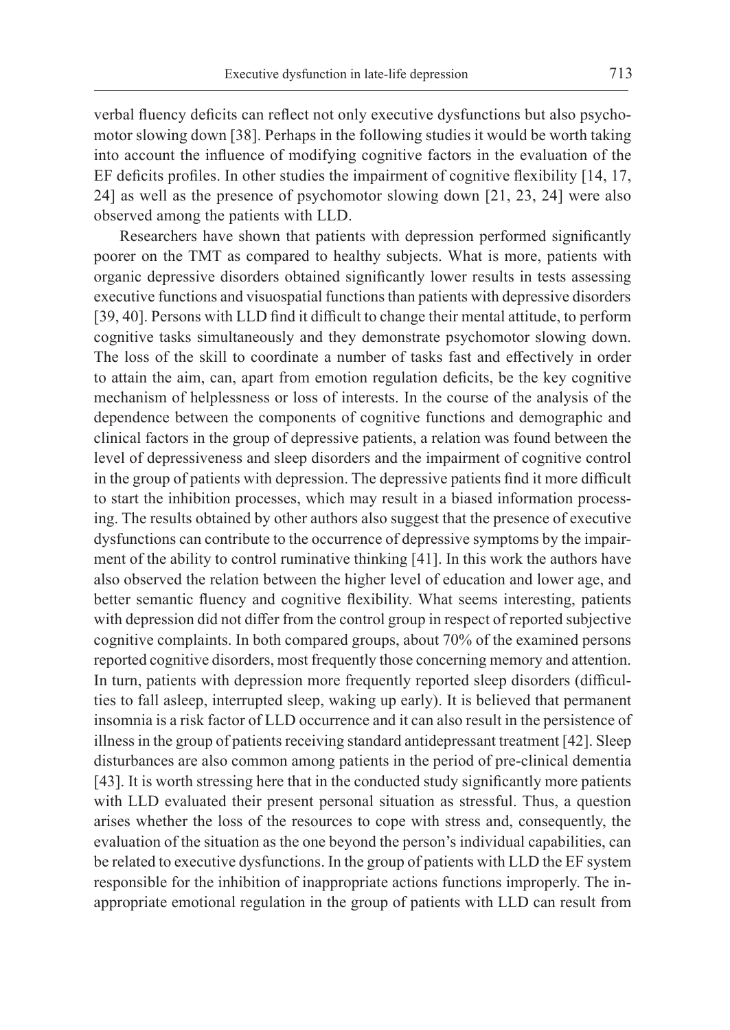verbal fluency deficits can reflect not only executive dysfunctions but also psychomotor slowing down [38]. Perhaps in the following studies it would be worth taking into account the influence of modifying cognitive factors in the evaluation of the EF deficits profiles. In other studies the impairment of cognitive flexibility [14, 17, 24] as well as the presence of psychomotor slowing down [21, 23, 24] were also observed among the patients with LLD.

Researchers have shown that patients with depression performed significantly poorer on the TMT as compared to healthy subjects. What is more, patients with organic depressive disorders obtained significantly lower results in tests assessing executive functions and visuospatial functions than patients with depressive disorders [39, 40]. Persons with LLD find it difficult to change their mental attitude, to perform cognitive tasks simultaneously and they demonstrate psychomotor slowing down. The loss of the skill to coordinate a number of tasks fast and effectively in order to attain the aim, can, apart from emotion regulation deficits, be the key cognitive mechanism of helplessness or loss of interests. In the course of the analysis of the dependence between the components of cognitive functions and demographic and clinical factors in the group of depressive patients, a relation was found between the level of depressiveness and sleep disorders and the impairment of cognitive control in the group of patients with depression. The depressive patients find it more difficult to start the inhibition processes, which may result in a biased information processing. The results obtained by other authors also suggest that the presence of executive dysfunctions can contribute to the occurrence of depressive symptoms by the impairment of the ability to control ruminative thinking [41]. In this work the authors have also observed the relation between the higher level of education and lower age, and better semantic fluency and cognitive flexibility. What seems interesting, patients with depression did not differ from the control group in respect of reported subjective cognitive complaints. In both compared groups, about 70% of the examined persons reported cognitive disorders, most frequently those concerning memory and attention. In turn, patients with depression more frequently reported sleep disorders (difficulties to fall asleep, interrupted sleep, waking up early). It is believed that permanent insomnia is a risk factor of LLD occurrence and it can also result in the persistence of illness in the group of patients receiving standard antidepressant treatment [42]. Sleep disturbances are also common among patients in the period of pre-clinical dementia [43]. It is worth stressing here that in the conducted study significantly more patients with LLD evaluated their present personal situation as stressful. Thus, a question arises whether the loss of the resources to cope with stress and, consequently, the evaluation of the situation as the one beyond the person's individual capabilities, can be related to executive dysfunctions. In the group of patients with LLD the EF system responsible for the inhibition of inappropriate actions functions improperly. The inappropriate emotional regulation in the group of patients with LLD can result from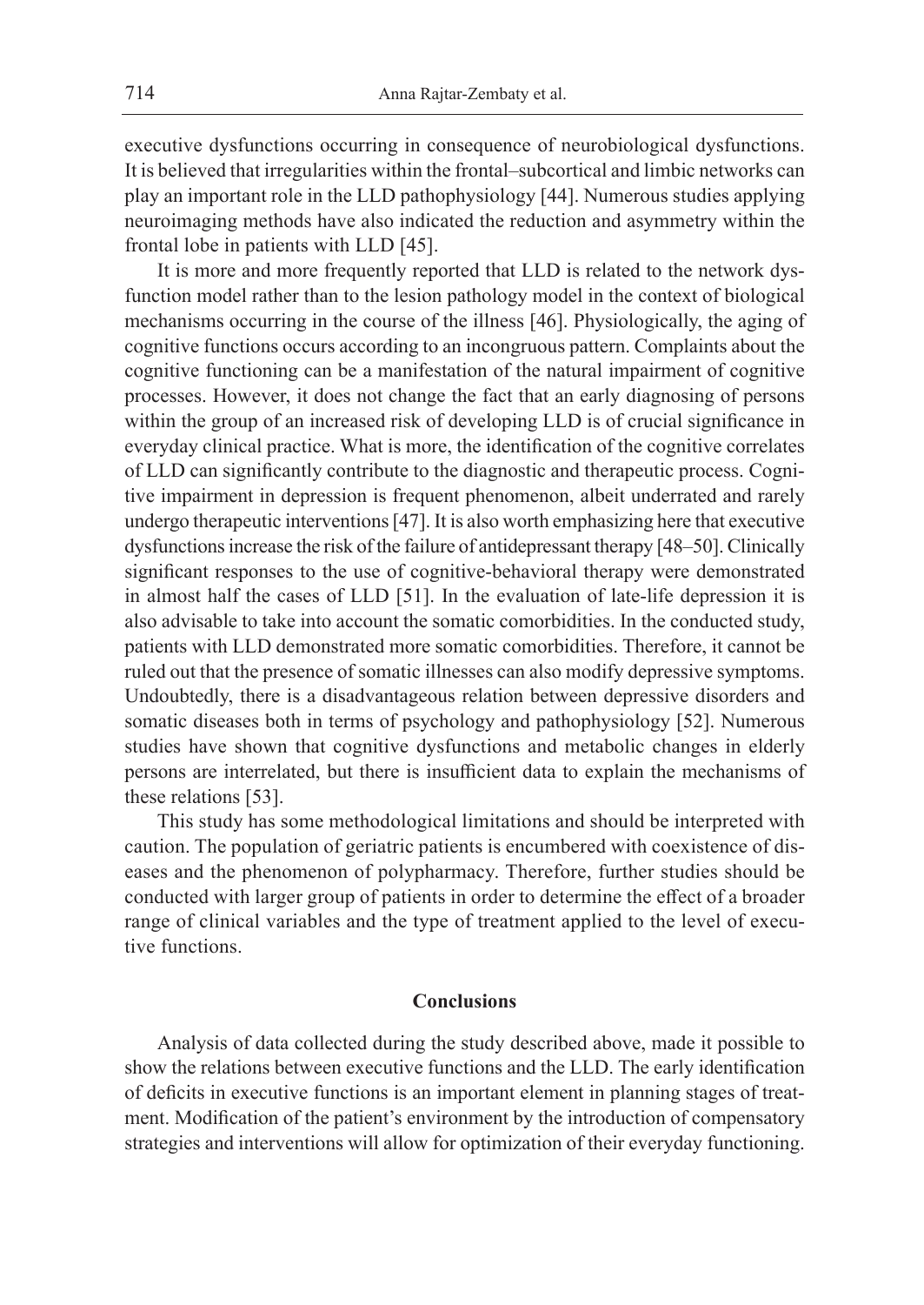executive dysfunctions occurring in consequence of neurobiological dysfunctions. It is believed that irregularities within the frontal–subcortical and limbic networks can play an important role in the LLD pathophysiology [44]. Numerous studies applying neuroimaging methods have also indicated the reduction and asymmetry within the frontal lobe in patients with LLD [45].

It is more and more frequently reported that LLD is related to the network dysfunction model rather than to the lesion pathology model in the context of biological mechanisms occurring in the course of the illness [46]. Physiologically, the aging of cognitive functions occurs according to an incongruous pattern. Complaints about the cognitive functioning can be a manifestation of the natural impairment of cognitive processes. However, it does not change the fact that an early diagnosing of persons within the group of an increased risk of developing LLD is of crucial significance in everyday clinical practice. What is more, the identification of the cognitive correlates of LLD can significantly contribute to the diagnostic and therapeutic process. Cognitive impairment in depression is frequent phenomenon, albeit underrated and rarely undergo therapeutic interventions [47]. It is also worth emphasizing here that executive dysfunctions increase the risk of the failure of antidepressant therapy [48–50]. Clinically significant responses to the use of cognitive-behavioral therapy were demonstrated in almost half the cases of LLD [51]. In the evaluation of late-life depression it is also advisable to take into account the somatic comorbidities. In the conducted study, patients with LLD demonstrated more somatic comorbidities. Therefore, it cannot be ruled out that the presence of somatic illnesses can also modify depressive symptoms. Undoubtedly, there is a disadvantageous relation between depressive disorders and somatic diseases both in terms of psychology and pathophysiology [52]. Numerous studies have shown that cognitive dysfunctions and metabolic changes in elderly persons are interrelated, but there is insufficient data to explain the mechanisms of these relations [53].

This study has some methodological limitations and should be interpreted with caution. The population of geriatric patients is encumbered with coexistence of diseases and the phenomenon of polypharmacy. Therefore, further studies should be conducted with larger group of patients in order to determine the effect of a broader range of clinical variables and the type of treatment applied to the level of executive functions.

## Conclusions

Analysis of data collected during the study described above, made it possible to show the relations between executive functions and the LLD. The early identification of deficits in executive functions is an important element in planning stages of treatment. Modification of the patient's environment by the introduction of compensatory strategies and interventions will allow for optimization of their everyday functioning.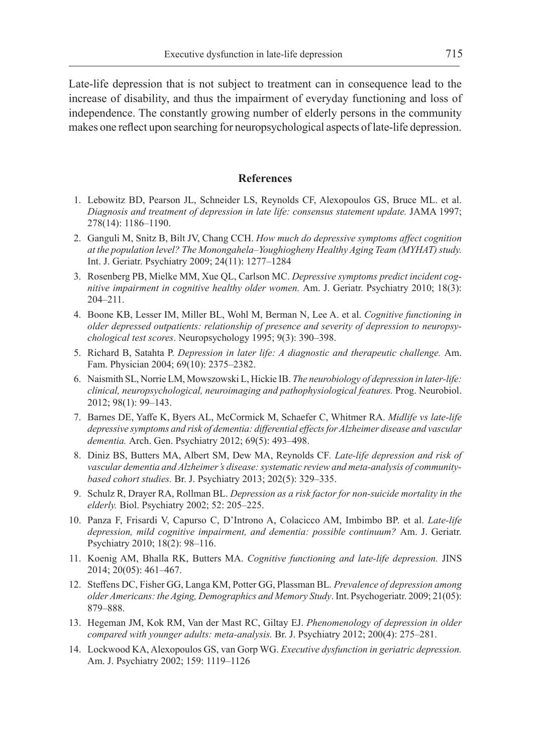Late-life depression that is not subject to treatment can in consequence lead to the increase of disability, and thus the impairment of everyday functioning and loss of independence. The constantly growing number of elderly persons in the community makes one reflect upon searching for neuropsychological aspects of late-life depression.

## References

1. Lebowitz BD, Pearson JL, Schneider LS, Reynolds CF, Alexopoulos GS, Bruce ML. et al. *Diagnosis and treatment of depression in late life: consensus statement update.* JAMA 1997; 278(14): 1186–1190.
2. Ganguli M, Snitz B, Bilt JV, Chang CCH. *How much do depressive symptoms affect cognition at the population level? The Monongahela–Youghiogheny Healthy Aging Team (MYHAT) study.* Int. J. Geriatr. Psychiatry 2009; 24(11): 1277–1284
3. Rosenberg PB, Mielke MM, Xue QL, Carlson MC. *Depressive symptoms predict incident cognitive impairment in cognitive healthy older women.* Am. J. Geriatr. Psychiatry 2010; 18(3): 204–211.
4. Boone KB, Lesser IM, Miller BL, Wohl M, Berman N, Lee A. et al. *Cognitive functioning in older depressed outpatients: relationship of presence and severity of depression to neuropsychological test scores*. Neuropsychology 1995; 9(3): 390–398.
5. Richard B, Satahta P. *Depression in later life: A diagnostic and therapeutic challenge.* Am. Fam. Physician 2004; 69(10): 2375–2382.
6. Naismith SL, Norrie LM, Mowszowski L, Hickie IB. *The neurobiology of depression in later-life: clinical, neuropsychological, neuroimaging and pathophysiological features.* Prog. Neurobiol. 2012; 98(1): 99–143.
7. Barnes DE, Yaffe K, Byers AL, McCormick M, Schaefer C, Whitmer RA. *Midlife vs late-life depressive symptoms and risk of dementia: differential effects for Alzheimer disease and vascular dementia.* Arch. Gen. Psychiatry 2012; 69(5): 493–498.
8. Diniz BS, Butters MA, Albert SM, Dew MA, Reynolds CF. *Late-life depression and risk of vascular dementia and Alzheimer's disease: systematic review and meta-analysis of community-based cohort studies.* Br. J. Psychiatry 2013; 202(5): 329–335.
9. Schulz R, Drayer RA, Rollman BL. *Depression as a risk factor for non-suicide mortality in the elderly.* Biol. Psychiatry 2002; 52: 205–225.
10. Panza F, Frisardi V, Capurso C, D'Introno A, Colacicco AM, Imbimbo BP. et al. *Late-life depression, mild cognitive impairment, and dementia: possible continuum?* Am. J. Geriatr. Psychiatry 2010; 18(2): 98–116.
11. Koenig AM, Bhalla RK, Butters MA. *Cognitive functioning and late-life depression.* JINS 2014; 20(05): 461–467.
12. Steffens DC, Fisher GG, Langa KM, Potter GG, Plassman BL. *Prevalence of depression among older Americans: the Aging, Demographics and Memory Study*. Int. Psychogeriatr. 2009; 21(05): 879–888.
13. Hegeman JM, Kok RM, Van der Mast RC, Giltay EJ. *Phenomenology of depression in older compared with younger adults: meta-analysis.* Br. J. Psychiatry 2012; 200(4): 275–281.
14. Lockwood KA, Alexopoulos GS, van Gorp WG. *Executive dysfunction in geriatric depression.* Am. J. Psychiatry 2002; 159: 1119–1126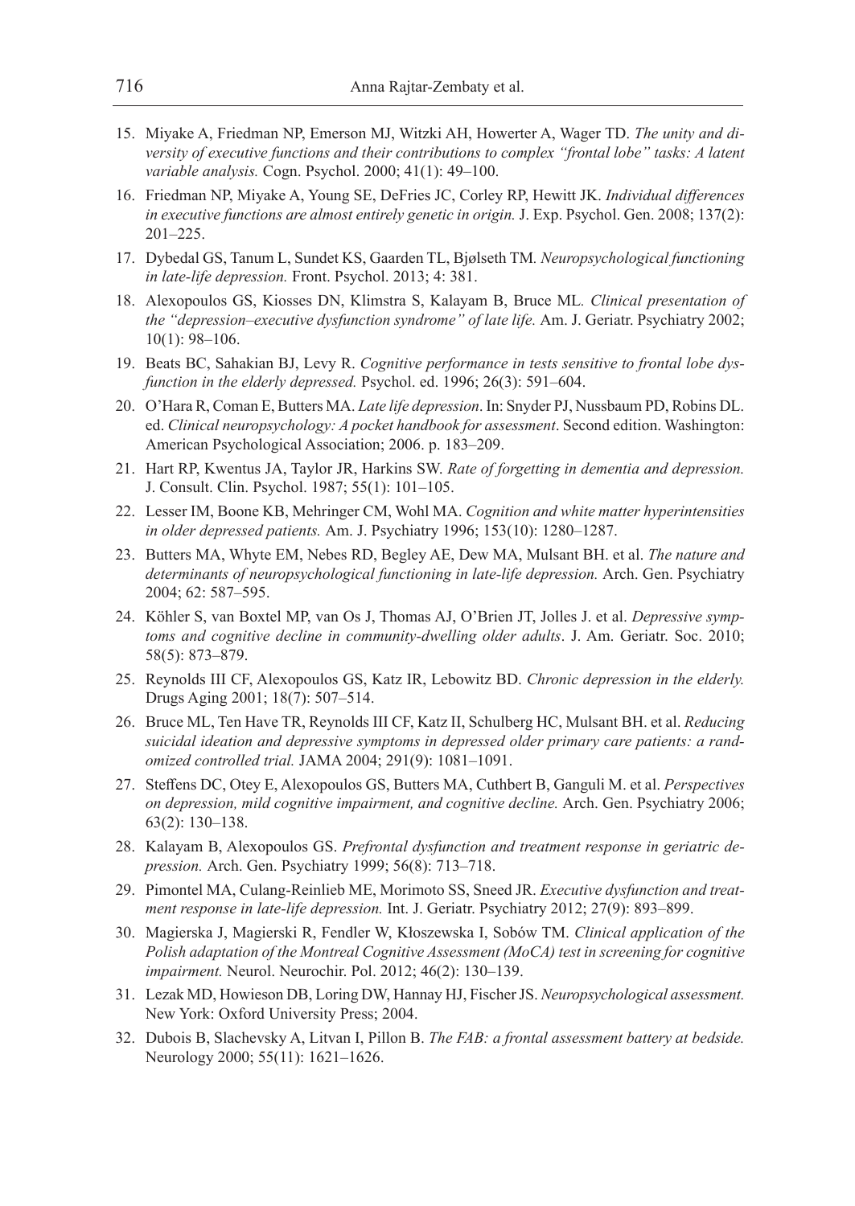15. Miyake A, Friedman NP, Emerson MJ, Witzki AH, Howerter A, Wager TD. *The unity and diversity of executive functions and their contributions to complex "frontal lobe" tasks: A latent variable analysis.* Cogn. Psychol. 2000; 41(1): 49–100.
16. Friedman NP, Miyake A, Young SE, DeFries JC, Corley RP, Hewitt JK. *Individual differences in executive functions are almost entirely genetic in origin.* J. Exp. Psychol. Gen. 2008; 137(2): 201–225.
17. Dybedal GS, Tanum L, Sundet KS, Gaarden TL, Bjølseth TM. *Neuropsychological functioning in late-life depression.* Front. Psychol. 2013; 4: 381.
18. Alexopoulos GS, Kiosses DN, Klimstra S, Kalayam B, Bruce ML. *Clinical presentation of the "depression–executive dysfunction syndrome" of late life.* Am. J. Geriatr. Psychiatry 2002; 10(1): 98–106.
19. Beats BC, Sahakian BJ, Levy R. *Cognitive performance in tests sensitive to frontal lobe dysfunction in the elderly depressed.* Psychol. ed. 1996; 26(3): 591–604.
20. O'Hara R, Coman E, Butters MA. *Late life depression*. In: Snyder PJ, Nussbaum PD, Robins DL. ed. *Clinical neuropsychology: A pocket handbook for assessment*. Second edition. Washington: American Psychological Association; 2006. p. 183–209.
21. Hart RP, Kwentus JA, Taylor JR, Harkins SW. *Rate of forgetting in dementia and depression.* J. Consult. Clin. Psychol. 1987; 55(1): 101–105.
22. Lesser IM, Boone KB, Mehringer CM, Wohl MA. *Cognition and white matter hyperintensities in older depressed patients.* Am. J. Psychiatry 1996; 153(10): 1280–1287.
23. Butters MA, Whyte EM, Nebes RD, Begley AE, Dew MA, Mulsant BH. et al. *The nature and determinants of neuropsychological functioning in late-life depression.* Arch. Gen. Psychiatry 2004; 62: 587–595.
24. Köhler S, van Boxtel MP, van Os J, Thomas AJ, O'Brien JT, Jolles J. et al. *Depressive symptoms and cognitive decline in community-dwelling older adults*. J. Am. Geriatr. Soc. 2010; 58(5): 873–879.
25. Reynolds III CF, Alexopoulos GS, Katz IR, Lebowitz BD. *Chronic depression in the elderly.* Drugs Aging 2001; 18(7): 507–514.
26. Bruce ML, Ten Have TR, Reynolds III CF, Katz II, Schulberg HC, Mulsant BH. et al. *Reducing suicidal ideation and depressive symptoms in depressed older primary care patients: a randomized controlled trial.* JAMA 2004; 291(9): 1081–1091.
27. Steffens DC, Otey E, Alexopoulos GS, Butters MA, Cuthbert B, Ganguli M. et al. *Perspectives on depression, mild cognitive impairment, and cognitive decline.* Arch. Gen. Psychiatry 2006; 63(2): 130–138.
28. Kalayam B, Alexopoulos GS. *Prefrontal dysfunction and treatment response in geriatric depression.* Arch. Gen. Psychiatry 1999; 56(8): 713–718.
29. Pimontel MA, Culang-Reinlieb ME, Morimoto SS, Sneed JR. *Executive dysfunction and treatment response in late-life depression.* Int. J. Geriatr. Psychiatry 2012; 27(9): 893–899.
30. Magierska J, Magierski R, Fendler W, Kłoszewska I, Sobów TM. *Clinical application of the Polish adaptation of the Montreal Cognitive Assessment (MoCA) test in screening for cognitive impairment.* Neurol. Neurochir. Pol. 2012; 46(2): 130–139.
31. Lezak MD, Howieson DB, Loring DW, Hannay HJ, Fischer JS. *Neuropsychological assessment.* New York: Oxford University Press; 2004.
32. Dubois B, Slachevsky A, Litvan I, Pillon B. *The FAB: a frontal assessment battery at bedside.* Neurology 2000; 55(11): 1621–1626.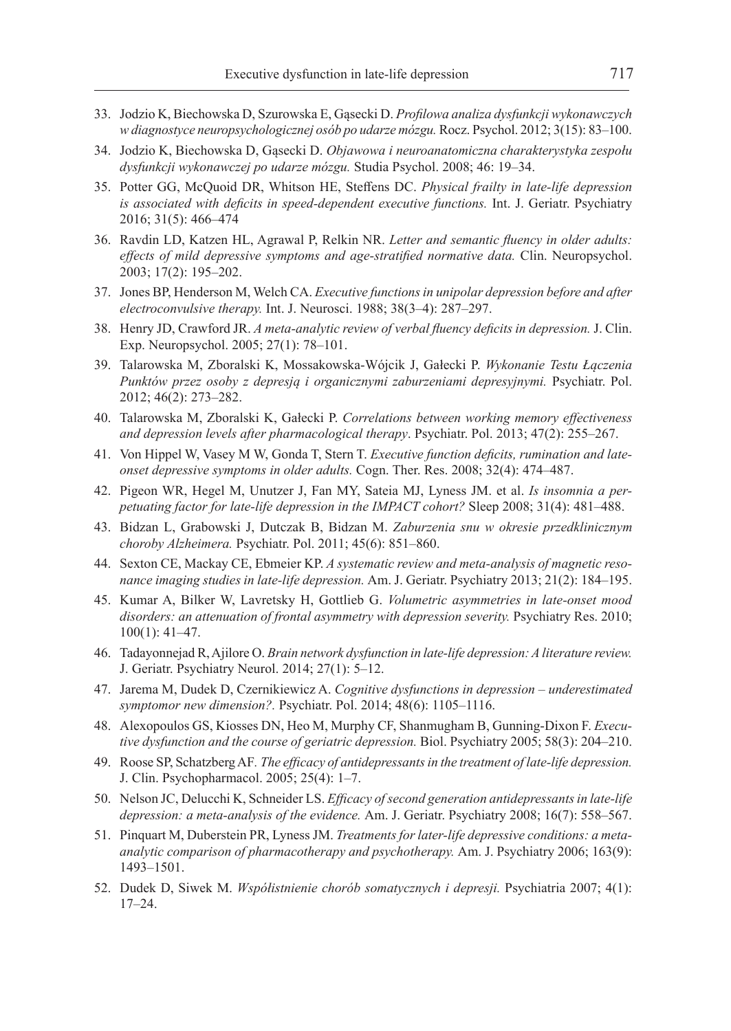33. Jodzio K, Biechowska D, Szurowska E, Gąsecki D. *Profilowa analiza dysfunkcji wykonawczych w diagnostyce neuropsychologicznej osób po udarze mózgu.* Rocz. Psychol. 2012; 3(15): 83–100.
34. Jodzio K, Biechowska D, Gąsecki D. *Objawowa i neuroanatomiczna charakterystyka zespołu dysfunkcji wykonawczej po udarze mózgu.* Studia Psychol. 2008; 46: 19–34.
35. Potter GG, McQuoid DR, Whitson HE, Steffens DC. *Physical frailty in late-life depression is associated with deficits in speed-dependent executive functions.* Int. J. Geriatr. Psychiatry 2016; 31(5): 466–474
36. Ravdin LD, Katzen HL, Agrawal P, Relkin NR. *Letter and semantic fluency in older adults: effects of mild depressive symptoms and age-stratified normative data.* Clin. Neuropsychol. 2003; 17(2): 195–202.
37. Jones BP, Henderson M, Welch CA. *Executive functions in unipolar depression before and after electroconvulsive therapy.* Int. J. Neurosci. 1988; 38(3–4): 287–297.
38. Henry JD, Crawford JR. *A meta-analytic review of verbal fluency deficits in depression.* J. Clin. Exp. Neuropsychol. 2005; 27(1): 78–101.
39. Talarowska M, Zboralski K, Mossakowska-Wójcik J, Gałecki P. *Wykonanie Testu Łączenia Punktów przez osoby z depresją i organicznymi zaburzeniami depresyjnymi.* Psychiatr. Pol. 2012; 46(2): 273–282.
40. Talarowska M, Zboralski K, Gałecki P. *Correlations between working memory effectiveness and depression levels after pharmacological therapy*. Psychiatr. Pol. 2013; 47(2): 255–267.
41. Von Hippel W, Vasey M W, Gonda T, Stern T. *Executive function deficits, rumination and late-onset depressive symptoms in older adults.* Cogn. Ther. Res. 2008; 32(4): 474–487.
42. Pigeon WR, Hegel M, Unutzer J, Fan MY, Sateia MJ, Lyness JM. et al. *Is insomnia a perpetuating factor for late-life depression in the IMPACT cohort?* Sleep 2008; 31(4): 481–488.
43. Bidzan L, Grabowski J, Dutczak B, Bidzan M. *Zaburzenia snu w okresie przedklinicznym choroby Alzheimera.* Psychiatr. Pol. 2011; 45(6): 851–860.
44. Sexton CE, Mackay CE, Ebmeier KP. *A systematic review and meta-analysis of magnetic resonance imaging studies in late-life depression.* Am. J. Geriatr. Psychiatry 2013; 21(2): 184–195.
45. Kumar A, Bilker W, Lavretsky H, Gottlieb G. *Volumetric asymmetries in late-onset mood disorders: an attenuation of frontal asymmetry with depression severity.* Psychiatry Res. 2010; 100(1): 41–47.
46. Tadayonnejad R, Ajilore O. *Brain network dysfunction in late-life depression: A literature review.* J. Geriatr. Psychiatry Neurol. 2014; 27(1): 5–12.
47. Jarema M, Dudek D, Czernikiewicz A. *Cognitive dysfunctions in depression – underestimated symptomor new dimension?.* Psychiatr. Pol. 2014; 48(6): 1105–1116.
48. Alexopoulos GS, Kiosses DN, Heo M, Murphy CF, Shanmugham B, Gunning-Dixon F. *Executive dysfunction and the course of geriatric depression.* Biol. Psychiatry 2005; 58(3): 204–210.
49. Roose SP, Schatzberg AF. *The efficacy of antidepressants in the treatment of late-life depression.* J. Clin. Psychopharmacol. 2005; 25(4): 1–7.
50. Nelson JC, Delucchi K, Schneider LS. *Efficacy of second generation antidepressants in late-life depression: a meta-analysis of the evidence.* Am. J. Geriatr. Psychiatry 2008; 16(7): 558–567.
51. Pinquart M, Duberstein PR, Lyness JM. *Treatments for later-life depressive conditions: a meta-analytic comparison of pharmacotherapy and psychotherapy.* Am. J. Psychiatry 2006; 163(9): 1493–1501.
52. Dudek D, Siwek M. *Współistnienie chorób somatycznych i depresji.* Psychiatria 2007; 4(1): 17–24.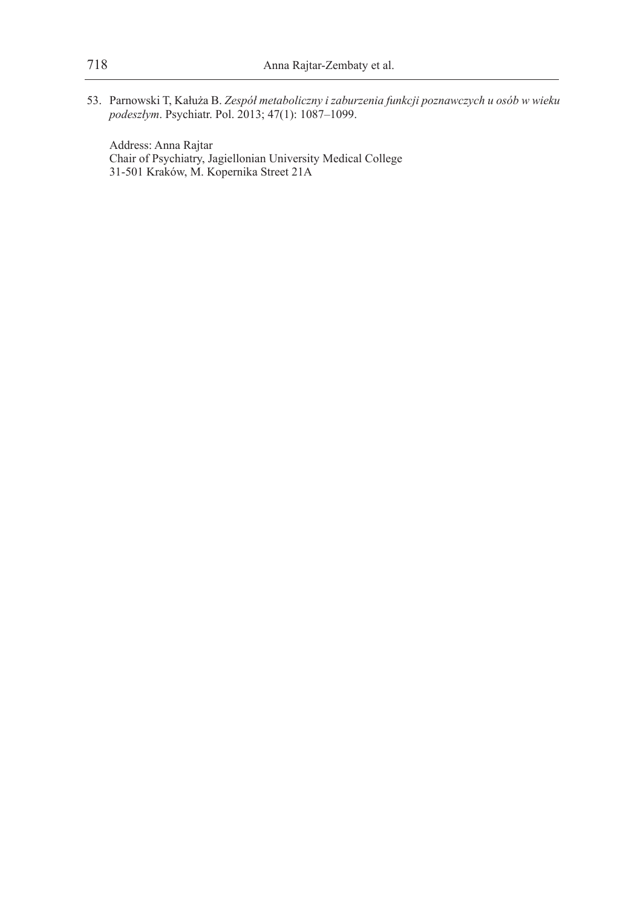53. Parnowski T, Kałuża B. *Zespół metaboliczny i zaburzenia funkcji poznawczych u osób w wieku podeszłym*. Psychiatr. Pol. 2013; 47(1): 1087–1099.

Address: Anna Rajtar
Chair of Psychiatry, Jagiellonian University Medical College
31-501 Kraków, M. Kopernika Street 21A